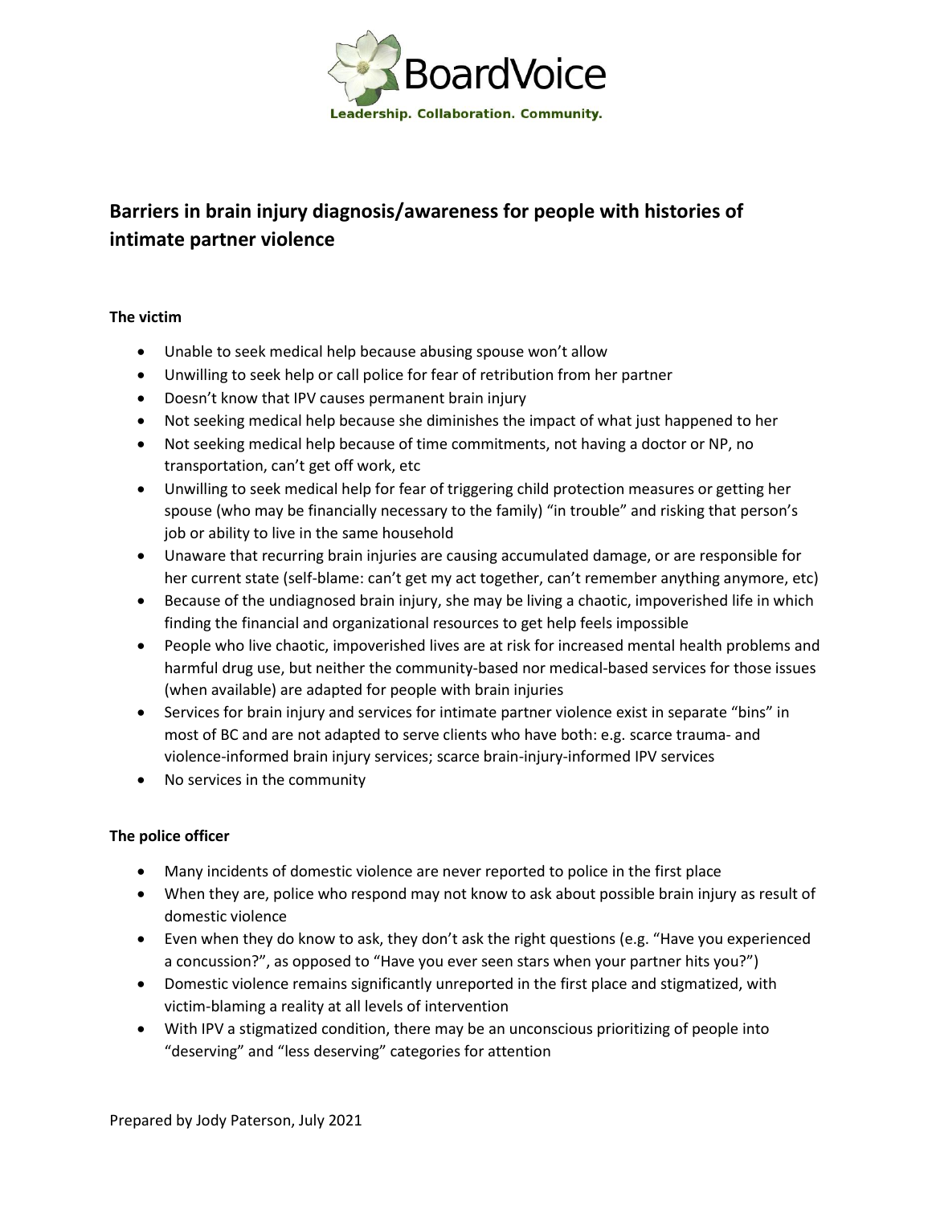BoardVoice

Leadership. Collaboration. Community.

## Barriers in brain injury diagnosis/awareness for people with histories of intimate partner violence

### The victim

- Unable to seek medical help because abusing spouse won't allow
- Unwilling to seek help or call police for fear of retribution from her partner
- Doesn't know that IPV causes permanent brain injury
- Not seeking medical help because she diminishes the impact of what just happened to her
- Not seeking medical help because of time commitments, not having a doctor or NP, no transportation, can't get off work, etc
- Unwilling to seek medical help for fear of triggering child protection measures or getting her spouse (who may be financially necessary to the family) "in trouble" and risking that person's job or ability to live in the same household
- Unaware that recurring brain injuries are causing accumulated damage, or are responsible for her current state (self-blame: can't get my act together, can't remember anything anymore, etc)
- Because of the undiagnosed brain injury, she may be living a chaotic, impoverished life in which finding the financial and organizational resources to get help feels impossible
- People who live chaotic, impoverished lives are at risk for increased mental health problems and harmful drug use, but neither the community-based nor medical-based services for those issues (when available) are adapted for people with brain injuries
- Services for brain injury and services for intimate partner violence exist in separate "bins" in most of BC and are not adapted to serve clients who have both: e.g. scarce trauma- and violence-informed brain injury services; scarce brain-injury-informed IPV services
- No services in the community

### The police officer

- Many incidents of domestic violence are never reported to police in the first place
- When they are, police who respond may not know to ask about possible brain injury as result of domestic violence
- Even when they do know to ask, they don't ask the right questions (e.g. "Have you experienced a concussion?", as opposed to "Have you ever seen stars when your partner hits you?")
- Domestic violence remains significantly unreported in the first place and stigmatized, with victim-blaming a reality at all levels of intervention
- With IPV a stigmatized condition, there may be an unconscious prioritizing of people into "deserving" and "less deserving" categories for attention

Prepared by Jody Paterson, July 2021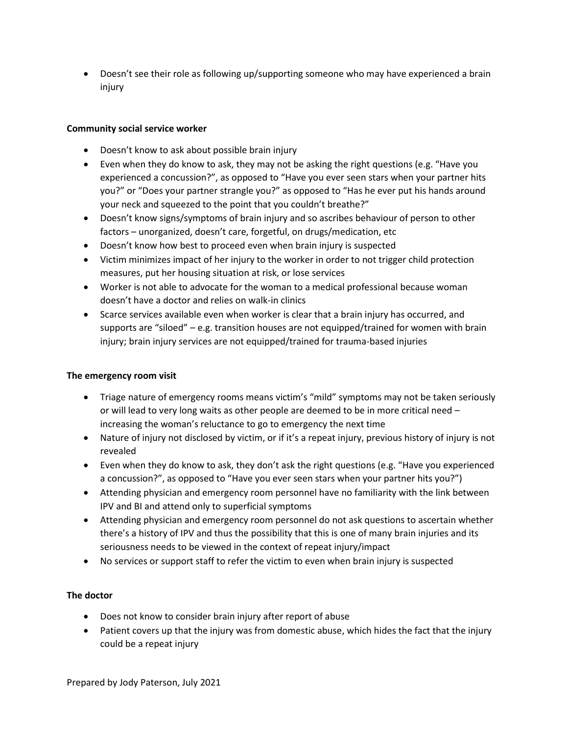- Doesn't see their role as following up/supporting someone who may have experienced a brain injury

**Community social service worker**

- Doesn't know to ask about possible brain injury
- Even when they do know to ask, they may not be asking the right questions (e.g. "Have you experienced a concussion?", as opposed to "Have you ever seen stars when your partner hits you?" or "Does your partner strangle you?" as opposed to "Has he ever put his hands around your neck and squeezed to the point that you couldn't breathe?"
- Doesn't know signs/symptoms of brain injury and so ascribes behaviour of person to other factors – unorganized, doesn't care, forgetful, on drugs/medication, etc
- Doesn't know how best to proceed even when brain injury is suspected
- Victim minimizes impact of her injury to the worker in order to not trigger child protection measures, put her housing situation at risk, or lose services
- Worker is not able to advocate for the woman to a medical professional because woman doesn't have a doctor and relies on walk-in clinics
- Scarce services available even when worker is clear that a brain injury has occurred, and supports are "siloed" – e.g. transition houses are not equipped/trained for women with brain injury; brain injury services are not equipped/trained for trauma-based injuries

**The emergency room visit**

- Triage nature of emergency rooms means victim's "mild" symptoms may not be taken seriously or will lead to very long waits as other people are deemed to be in more critical need – increasing the woman's reluctance to go to emergency the next time
- Nature of injury not disclosed by victim, or if it's a repeat injury, previous history of injury is not revealed
- Even when they do know to ask, they don't ask the right questions (e.g. "Have you experienced a concussion?", as opposed to "Have you ever seen stars when your partner hits you?")
- Attending physician and emergency room personnel have no familiarity with the link between IPV and BI and attend only to superficial symptoms
- Attending physician and emergency room personnel do not ask questions to ascertain whether there's a history of IPV and thus the possibility that this is one of many brain injuries and its seriousness needs to be viewed in the context of repeat injury/impact
- No services or support staff to refer the victim to even when brain injury is suspected

**The doctor**

- Does not know to consider brain injury after report of abuse
- Patient covers up that the injury was from domestic abuse, which hides the fact that the injury could be a repeat injury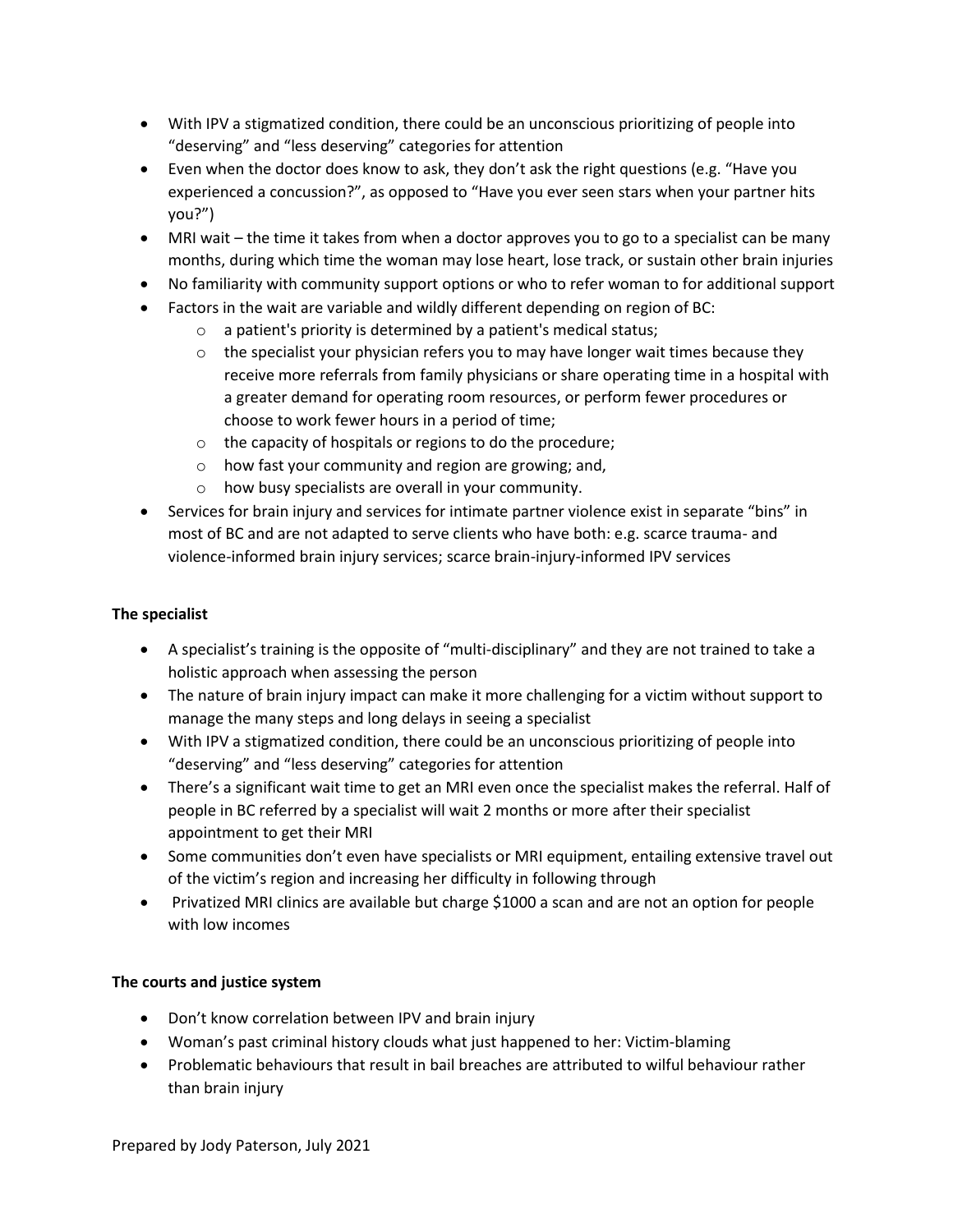- With IPV a stigmatized condition, there could be an unconscious prioritizing of people into "deserving" and "less deserving" categories for attention
- Even when the doctor does know to ask, they don't ask the right questions (e.g. "Have you experienced a concussion?", as opposed to "Have you ever seen stars when your partner hits you?")
- MRI wait – the time it takes from when a doctor approves you to go to a specialist can be many months, during which time the woman may lose heart, lose track, or sustain other brain injuries
- No familiarity with community support options or who to refer woman to for additional support
- Factors in the wait are variable and wildly different depending on region of BC:
    - a patient's priority is determined by a patient's medical status;
    - the specialist your physician refers you to may have longer wait times because they receive more referrals from family physicians or share operating time in a hospital with a greater demand for operating room resources, or perform fewer procedures or choose to work fewer hours in a period of time;
    - the capacity of hospitals or regions to do the procedure;
    - how fast your community and region are growing; and,
    - how busy specialists are overall in your community.
- Services for brain injury and services for intimate partner violence exist in separate "bins" in most of BC and are not adapted to serve clients who have both: e.g. scarce trauma- and violence-informed brain injury services; scarce brain-injury-informed IPV services

**The specialist**

- A specialist's training is the opposite of "multi-disciplinary" and they are not trained to take a holistic approach when assessing the person
- The nature of brain injury impact can make it more challenging for a victim without support to manage the many steps and long delays in seeing a specialist
- With IPV a stigmatized condition, there could be an unconscious prioritizing of people into "deserving" and "less deserving" categories for attention
- There's a significant wait time to get an MRI even once the specialist makes the referral. Half of people in BC referred by a specialist will wait 2 months or more after their specialist appointment to get their MRI
- Some communities don't even have specialists or MRI equipment, entailing extensive travel out of the victim's region and increasing her difficulty in following through
- Privatized MRI clinics are available but charge $1000 a scan and are not an option for people with low incomes

**The courts and justice system**

- Don't know correlation between IPV and brain injury
- Woman's past criminal history clouds what just happened to her: Victim-blaming
- Problematic behaviours that result in bail breaches are attributed to wilful behaviour rather than brain injury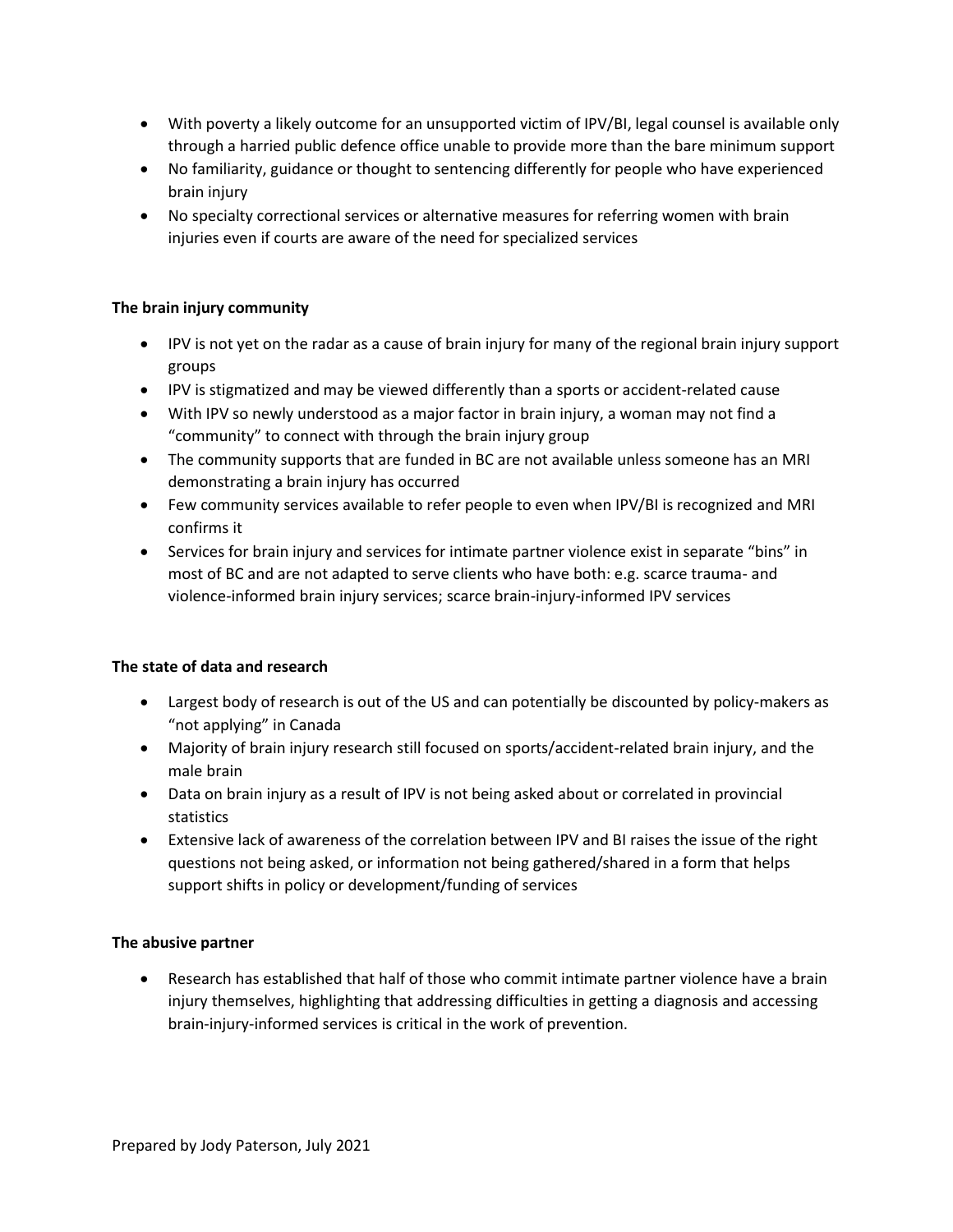- With poverty a likely outcome for an unsupported victim of IPV/BI, legal counsel is available only through a harried public defence office unable to provide more than the bare minimum support
- No familiarity, guidance or thought to sentencing differently for people who have experienced brain injury
- No specialty correctional services or alternative measures for referring women with brain injuries even if courts are aware of the need for specialized services

**The brain injury community**

- IPV is not yet on the radar as a cause of brain injury for many of the regional brain injury support groups
- IPV is stigmatized and may be viewed differently than a sports or accident-related cause
- With IPV so newly understood as a major factor in brain injury, a woman may not find a "community" to connect with through the brain injury group
- The community supports that are funded in BC are not available unless someone has an MRI demonstrating a brain injury has occurred
- Few community services available to refer people to even when IPV/BI is recognized and MRI confirms it
- Services for brain injury and services for intimate partner violence exist in separate "bins" in most of BC and are not adapted to serve clients who have both: e.g. scarce trauma- and violence-informed brain injury services; scarce brain-injury-informed IPV services

**The state of data and research**

- Largest body of research is out of the US and can potentially be discounted by policy-makers as "not applying" in Canada
- Majority of brain injury research still focused on sports/accident-related brain injury, and the male brain
- Data on brain injury as a result of IPV is not being asked about or correlated in provincial statistics
- Extensive lack of awareness of the correlation between IPV and BI raises the issue of the right questions not being asked, or information not being gathered/shared in a form that helps support shifts in policy or development/funding of services

**The abusive partner**

- Research has established that half of those who commit intimate partner violence have a brain injury themselves, highlighting that addressing difficulties in getting a diagnosis and accessing brain-injury-informed services is critical in the work of prevention.

Prepared by Jody Paterson, July 2021